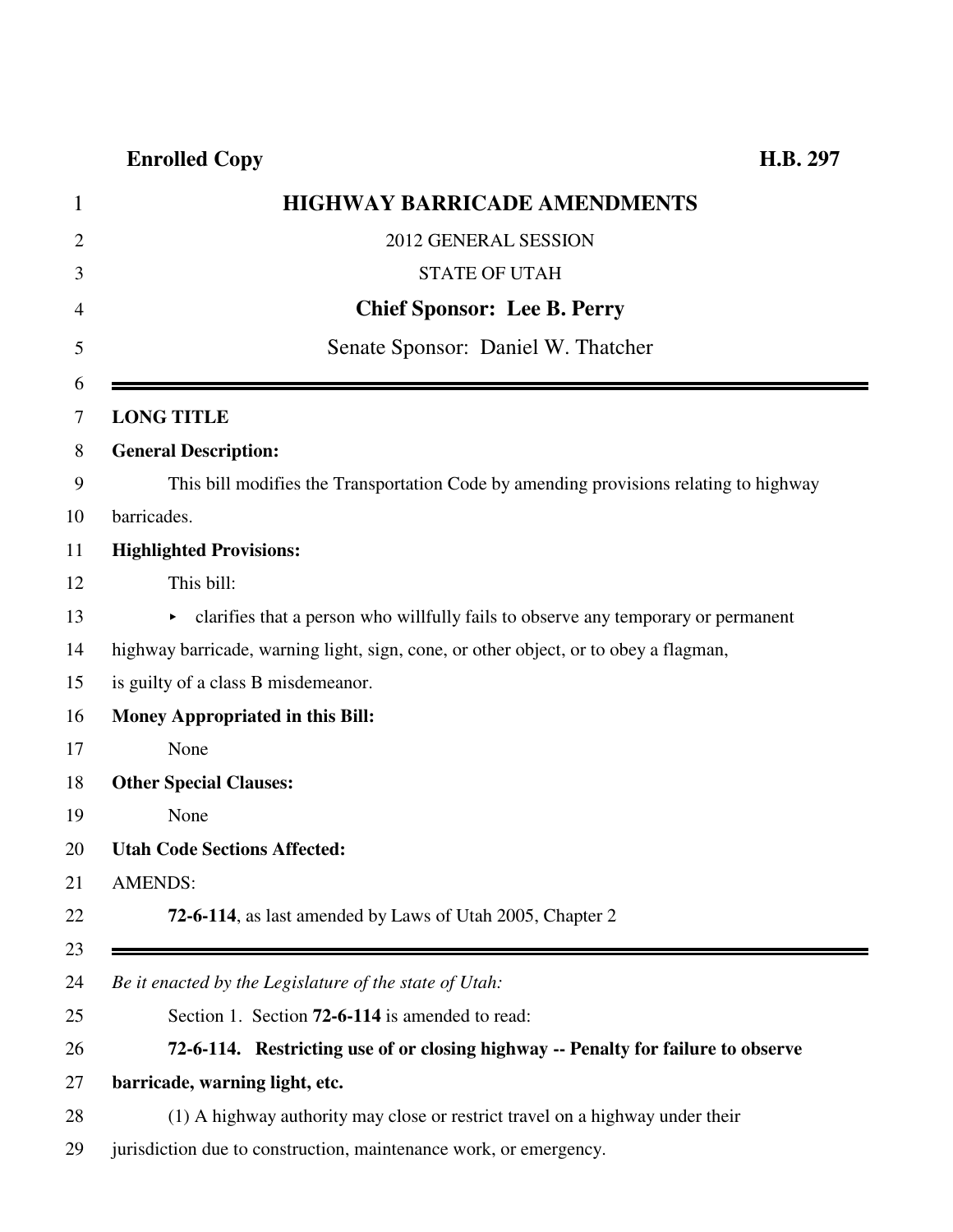**Enrolled Copy** **H.B. 297**

# HIGHWAY BARRICADE AMENDMENTS

2012 GENERAL SESSION

STATE OF UTAH

**Chief Sponsor: Lee B. Perry**

Senate Sponsor: Daniel W. Thatcher

---

**LONG TITLE**

**General Description:**

This bill modifies the Transportation Code by amending provisions relating to highway barricades.

**Highlighted Provisions:**

This bill:

- clarifies that a person who willfully fails to observe any temporary or permanent highway barricade, warning light, sign, cone, or other object, or to obey a flagman, is guilty of a class B misdemeanor.

**Money Appropriated in this Bill:**

None

**Other Special Clauses:**

None

**Utah Code Sections Affected:**

AMENDS:

**72-6-114**, as last amended by Laws of Utah 2005, Chapter 2

---

*Be it enacted by the Legislature of the state of Utah:*

Section 1. Section **72-6-114** is amended to read:

**72-6-114. Restricting use of or closing highway -- Penalty for failure to observe barricade, warning light, etc.**

(1) A highway authority may close or restrict travel on a highway under their jurisdiction due to construction, maintenance work, or emergency.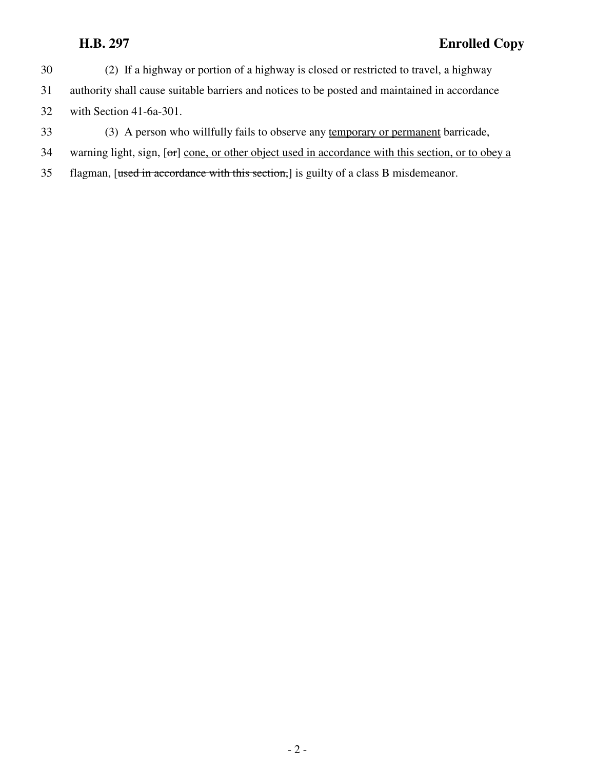30 (2) If a highway or portion of a highway is closed or restricted to travel, a highway

31 authority shall cause suitable barriers and notices to be posted and maintained in accordance

32 with Section 41-6a-301.

33 (3) A person who willfully fails to observe any <u>temporary or permanent</u> barricade,

34 warning light, sign, [~~or~~] <u>cone, or other object used in accordance with this section, or to obey a</u>

35 flagman, [~~used in accordance with this section,~~] is guilty of a class B misdemeanor.